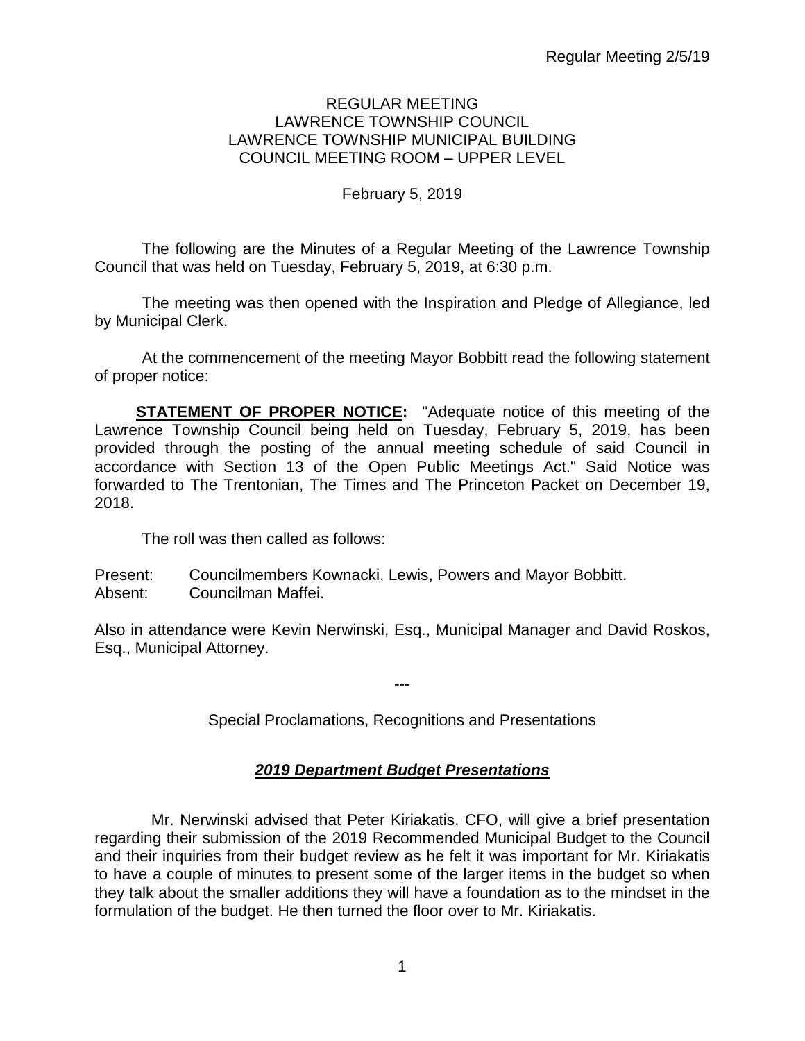REGULAR MEETING
LAWRENCE TOWNSHIP COUNCIL
LAWRENCE TOWNSHIP MUNICIPAL BUILDING
COUNCIL MEETING ROOM – UPPER LEVEL

February 5, 2019

The following are the Minutes of a Regular Meeting of the Lawrence Township Council that was held on Tuesday, February 5, 2019, at 6:30 p.m.

The meeting was then opened with the Inspiration and Pledge of Allegiance, led by Municipal Clerk.

At the commencement of the meeting Mayor Bobbitt read the following statement of proper notice:

**STATEMENT OF PROPER NOTICE:** "Adequate notice of this meeting of the Lawrence Township Council being held on Tuesday, February 5, 2019, has been provided through the posting of the annual meeting schedule of said Council in accordance with Section 13 of the Open Public Meetings Act." Said Notice was forwarded to The Trentonian, The Times and The Princeton Packet on December 19, 2018.

The roll was then called as follows:

Present: Councilmembers Kownacki, Lewis, Powers and Mayor Bobbitt.
Absent: Councilman Maffei.

Also in attendance were Kevin Nerwinski, Esq., Municipal Manager and David Roskos, Esq., Municipal Attorney.

---

Special Proclamations, Recognitions and Presentations

***2019 Department Budget Presentations***

Mr. Nerwinski advised that Peter Kiriakatis, CFO, will give a brief presentation regarding their submission of the 2019 Recommended Municipal Budget to the Council and their inquiries from their budget review as he felt it was important for Mr. Kiriakatis to have a couple of minutes to present some of the larger items in the budget so when they talk about the smaller additions they will have a foundation as to the mindset in the formulation of the budget. He then turned the floor over to Mr. Kiriakatis.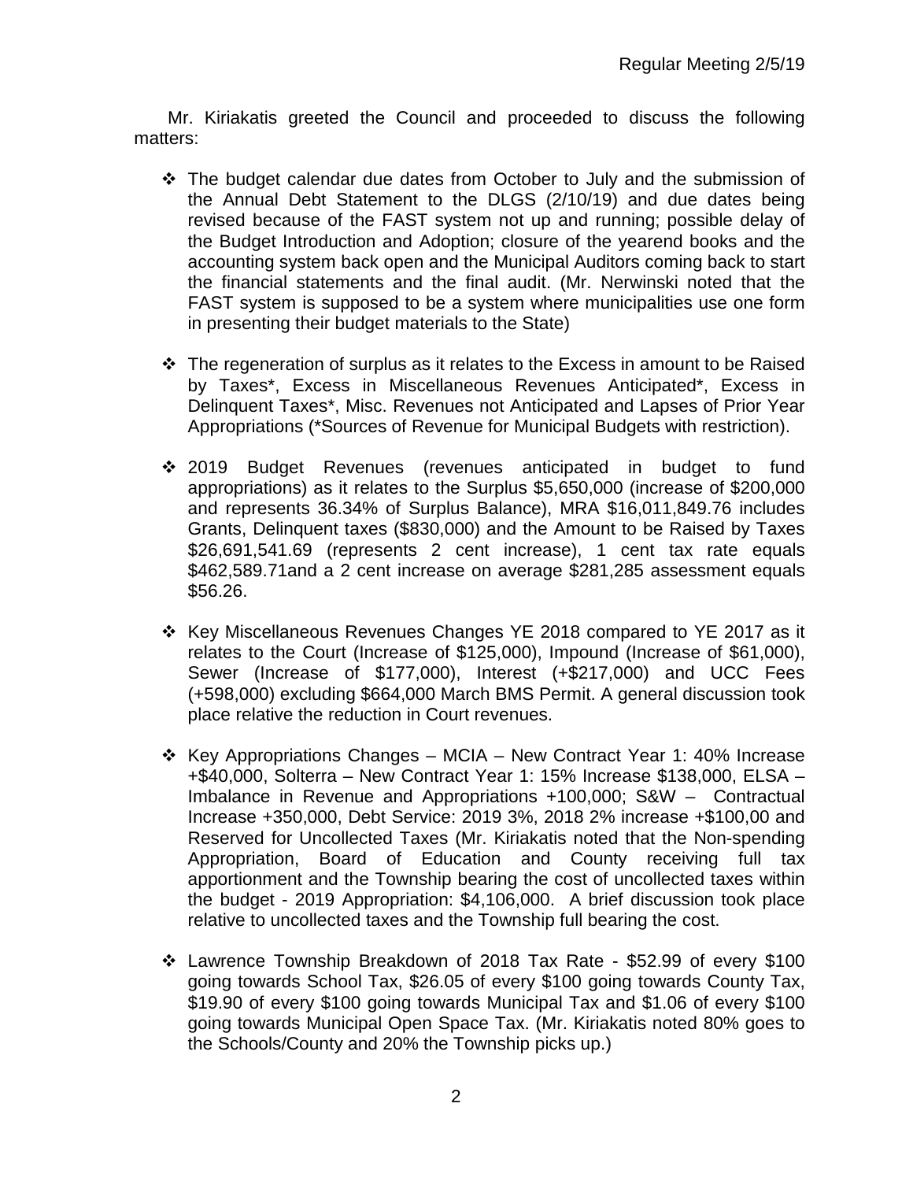Mr. Kiriakatis greeted the Council and proceeded to discuss the following matters:

- The budget calendar due dates from October to July and the submission of the Annual Debt Statement to the DLGS (2/10/19) and due dates being revised because of the FAST system not up and running; possible delay of the Budget Introduction and Adoption; closure of the yearend books and the accounting system back open and the Municipal Auditors coming back to start the financial statements and the final audit. (Mr. Nerwinski noted that the FAST system is supposed to be a system where municipalities use one form in presenting their budget materials to the State)

- The regeneration of surplus as it relates to the Excess in amount to be Raised by Taxes*, Excess in Miscellaneous Revenues Anticipated*, Excess in Delinquent Taxes*, Misc. Revenues not Anticipated and Lapses of Prior Year Appropriations (*Sources of Revenue for Municipal Budgets with restriction).

- 2019 Budget Revenues (revenues anticipated in budget to fund appropriations) as it relates to the Surplus $5,650,000 (increase of $200,000 and represents 36.34% of Surplus Balance), MRA $16,011,849.76 includes Grants, Delinquent taxes ($830,000) and the Amount to be Raised by Taxes $26,691,541.69 (represents 2 cent increase), 1 cent tax rate equals $462,589.71and a 2 cent increase on average $281,285 assessment equals $56.26.

- Key Miscellaneous Revenues Changes YE 2018 compared to YE 2017 as it relates to the Court (Increase of $125,000), Impound (Increase of $61,000), Sewer (Increase of $177,000), Interest (+$217,000) and UCC Fees (+598,000) excluding $664,000 March BMS Permit. A general discussion took place relative the reduction in Court revenues.

- Key Appropriations Changes – MCIA – New Contract Year 1: 40% Increase +$40,000, Solterra – New Contract Year 1: 15% Increase $138,000, ELSA – Imbalance in Revenue and Appropriations +100,000; S&W – Contractual Increase +350,000, Debt Service: 2019 3%, 2018 2% increase +$100,00 and Reserved for Uncollected Taxes (Mr. Kiriakatis noted that the Non-spending Appropriation, Board of Education and County receiving full tax apportionment and the Township bearing the cost of uncollected taxes within the budget - 2019 Appropriation: $4,106,000. A brief discussion took place relative to uncollected taxes and the Township full bearing the cost.

- Lawrence Township Breakdown of 2018 Tax Rate - $52.99 of every $100 going towards School Tax, $26.05 of every $100 going towards County Tax, $19.90 of every $100 going towards Municipal Tax and $1.06 of every $100 going towards Municipal Open Space Tax. (Mr. Kiriakatis noted 80% goes to the Schools/County and 20% the Township picks up.)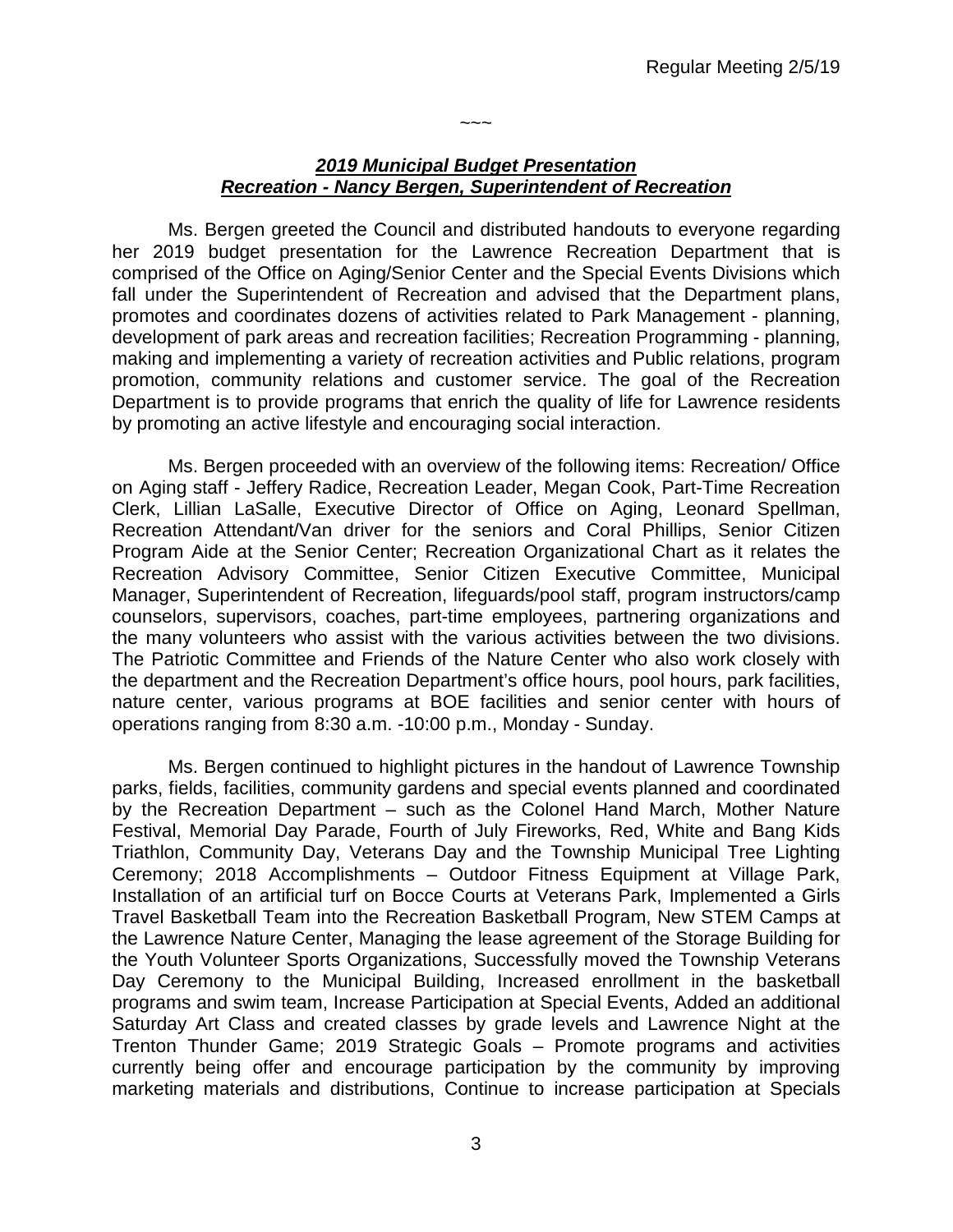~~~

***2019 Municipal Budget Presentation***
***Recreation - Nancy Bergen, Superintendent of Recreation***

Ms. Bergen greeted the Council and distributed handouts to everyone regarding her 2019 budget presentation for the Lawrence Recreation Department that is comprised of the Office on Aging/Senior Center and the Special Events Divisions which fall under the Superintendent of Recreation and advised that the Department plans, promotes and coordinates dozens of activities related to Park Management - planning, development of park areas and recreation facilities; Recreation Programming - planning, making and implementing a variety of recreation activities and Public relations, program promotion, community relations and customer service. The goal of the Recreation Department is to provide programs that enrich the quality of life for Lawrence residents by promoting an active lifestyle and encouraging social interaction.

Ms. Bergen proceeded with an overview of the following items: Recreation/ Office on Aging staff - Jeffery Radice, Recreation Leader, Megan Cook, Part-Time Recreation Clerk, Lillian LaSalle, Executive Director of Office on Aging, Leonard Spellman, Recreation Attendant/Van driver for the seniors and Coral Phillips, Senior Citizen Program Aide at the Senior Center; Recreation Organizational Chart as it relates the Recreation Advisory Committee, Senior Citizen Executive Committee, Municipal Manager, Superintendent of Recreation, lifeguards/pool staff, program instructors/camp counselors, supervisors, coaches, part-time employees, partnering organizations and the many volunteers who assist with the various activities between the two divisions. The Patriotic Committee and Friends of the Nature Center who also work closely with the department and the Recreation Department's office hours, pool hours, park facilities, nature center, various programs at BOE facilities and senior center with hours of operations ranging from 8:30 a.m. -10:00 p.m., Monday - Sunday.

Ms. Bergen continued to highlight pictures in the handout of Lawrence Township parks, fields, facilities, community gardens and special events planned and coordinated by the Recreation Department – such as the Colonel Hand March, Mother Nature Festival, Memorial Day Parade, Fourth of July Fireworks, Red, White and Bang Kids Triathlon, Community Day, Veterans Day and the Township Municipal Tree Lighting Ceremony; 2018 Accomplishments – Outdoor Fitness Equipment at Village Park, Installation of an artificial turf on Bocce Courts at Veterans Park, Implemented a Girls Travel Basketball Team into the Recreation Basketball Program, New STEM Camps at the Lawrence Nature Center, Managing the lease agreement of the Storage Building for the Youth Volunteer Sports Organizations, Successfully moved the Township Veterans Day Ceremony to the Municipal Building, Increased enrollment in the basketball programs and swim team, Increase Participation at Special Events, Added an additional Saturday Art Class and created classes by grade levels and Lawrence Night at the Trenton Thunder Game; 2019 Strategic Goals – Promote programs and activities currently being offer and encourage participation by the community by improving marketing materials and distributions, Continue to increase participation at Specials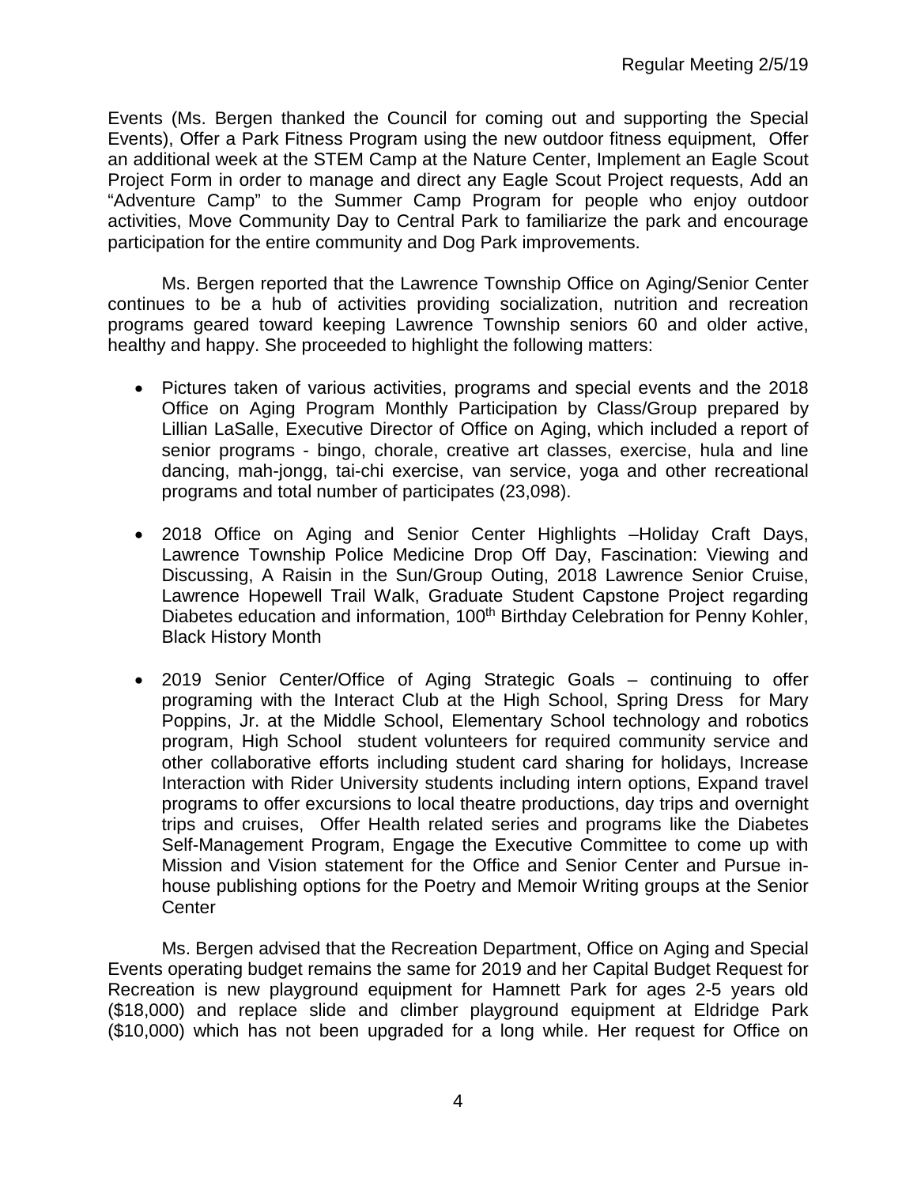Events (Ms. Bergen thanked the Council for coming out and supporting the Special Events), Offer a Park Fitness Program using the new outdoor fitness equipment, Offer an additional week at the STEM Camp at the Nature Center, Implement an Eagle Scout Project Form in order to manage and direct any Eagle Scout Project requests, Add an "Adventure Camp" to the Summer Camp Program for people who enjoy outdoor activities, Move Community Day to Central Park to familiarize the park and encourage participation for the entire community and Dog Park improvements.

Ms. Bergen reported that the Lawrence Township Office on Aging/Senior Center continues to be a hub of activities providing socialization, nutrition and recreation programs geared toward keeping Lawrence Township seniors 60 and older active, healthy and happy. She proceeded to highlight the following matters:

- Pictures taken of various activities, programs and special events and the 2018 Office on Aging Program Monthly Participation by Class/Group prepared by Lillian LaSalle, Executive Director of Office on Aging, which included a report of senior programs - bingo, chorale, creative art classes, exercise, hula and line dancing, mah-jongg, tai-chi exercise, van service, yoga and other recreational programs and total number of participates (23,098).

- 2018 Office on Aging and Senior Center Highlights –Holiday Craft Days, Lawrence Township Police Medicine Drop Off Day, Fascination: Viewing and Discussing, A Raisin in the Sun/Group Outing, 2018 Lawrence Senior Cruise, Lawrence Hopewell Trail Walk, Graduate Student Capstone Project regarding Diabetes education and information, 100th Birthday Celebration for Penny Kohler, Black History Month

- 2019 Senior Center/Office of Aging Strategic Goals – continuing to offer programing with the Interact Club at the High School, Spring Dress for Mary Poppins, Jr. at the Middle School, Elementary School technology and robotics program, High School student volunteers for required community service and other collaborative efforts including student card sharing for holidays, Increase Interaction with Rider University students including intern options, Expand travel programs to offer excursions to local theatre productions, day trips and overnight trips and cruises, Offer Health related series and programs like the Diabetes Self-Management Program, Engage the Executive Committee to come up with Mission and Vision statement for the Office and Senior Center and Pursue in-house publishing options for the Poetry and Memoir Writing groups at the Senior Center

Ms. Bergen advised that the Recreation Department, Office on Aging and Special Events operating budget remains the same for 2019 and her Capital Budget Request for Recreation is new playground equipment for Hamnett Park for ages 2-5 years old ($18,000) and replace slide and climber playground equipment at Eldridge Park ($10,000) which has not been upgraded for a long while. Her request for Office on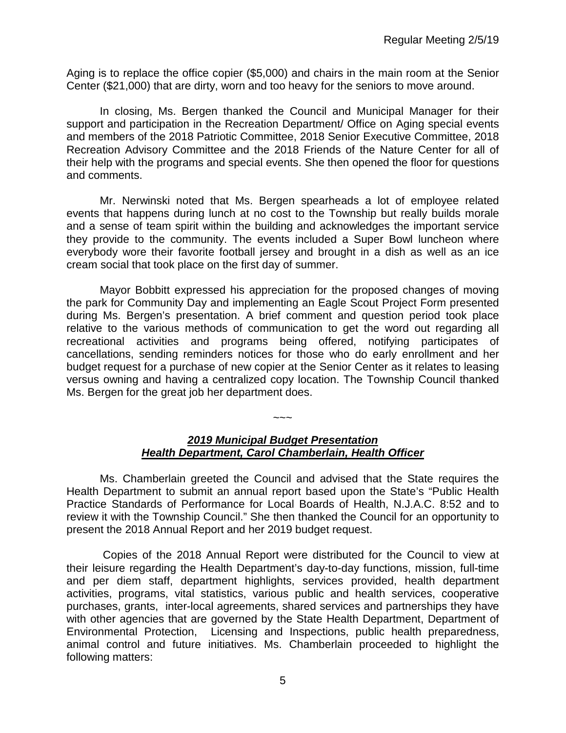Aging is to replace the office copier ($5,000) and chairs in the main room at the Senior Center ($21,000) that are dirty, worn and too heavy for the seniors to move around.

In closing, Ms. Bergen thanked the Council and Municipal Manager for their support and participation in the Recreation Department/ Office on Aging special events and members of the 2018 Patriotic Committee, 2018 Senior Executive Committee, 2018 Recreation Advisory Committee and the 2018 Friends of the Nature Center for all of their help with the programs and special events. She then opened the floor for questions and comments.

Mr. Nerwinski noted that Ms. Bergen spearheads a lot of employee related events that happens during lunch at no cost to the Township but really builds morale and a sense of team spirit within the building and acknowledges the important service they provide to the community. The events included a Super Bowl luncheon where everybody wore their favorite football jersey and brought in a dish as well as an ice cream social that took place on the first day of summer.

Mayor Bobbitt expressed his appreciation for the proposed changes of moving the park for Community Day and implementing an Eagle Scout Project Form presented during Ms. Bergen's presentation. A brief comment and question period took place relative to the various methods of communication to get the word out regarding all recreational activities and programs being offered, notifying participates of cancellations, sending reminders notices for those who do early enrollment and her budget request for a purchase of new copier at the Senior Center as it relates to leasing versus owning and having a centralized copy location. The Township Council thanked Ms. Bergen for the great job her department does.

~~~

***2019 Municipal Budget Presentation***
***Health Department, Carol Chamberlain, Health Officer***

Ms. Chamberlain greeted the Council and advised that the State requires the Health Department to submit an annual report based upon the State's "Public Health Practice Standards of Performance for Local Boards of Health, N.J.A.C. 8:52 and to review it with the Township Council." She then thanked the Council for an opportunity to present the 2018 Annual Report and her 2019 budget request.

Copies of the 2018 Annual Report were distributed for the Council to view at their leisure regarding the Health Department's day-to-day functions, mission, full-time and per diem staff, department highlights, services provided, health department activities, programs, vital statistics, various public and health services, cooperative purchases, grants, inter-local agreements, shared services and partnerships they have with other agencies that are governed by the State Health Department, Department of Environmental Protection, Licensing and Inspections, public health preparedness, animal control and future initiatives. Ms. Chamberlain proceeded to highlight the following matters: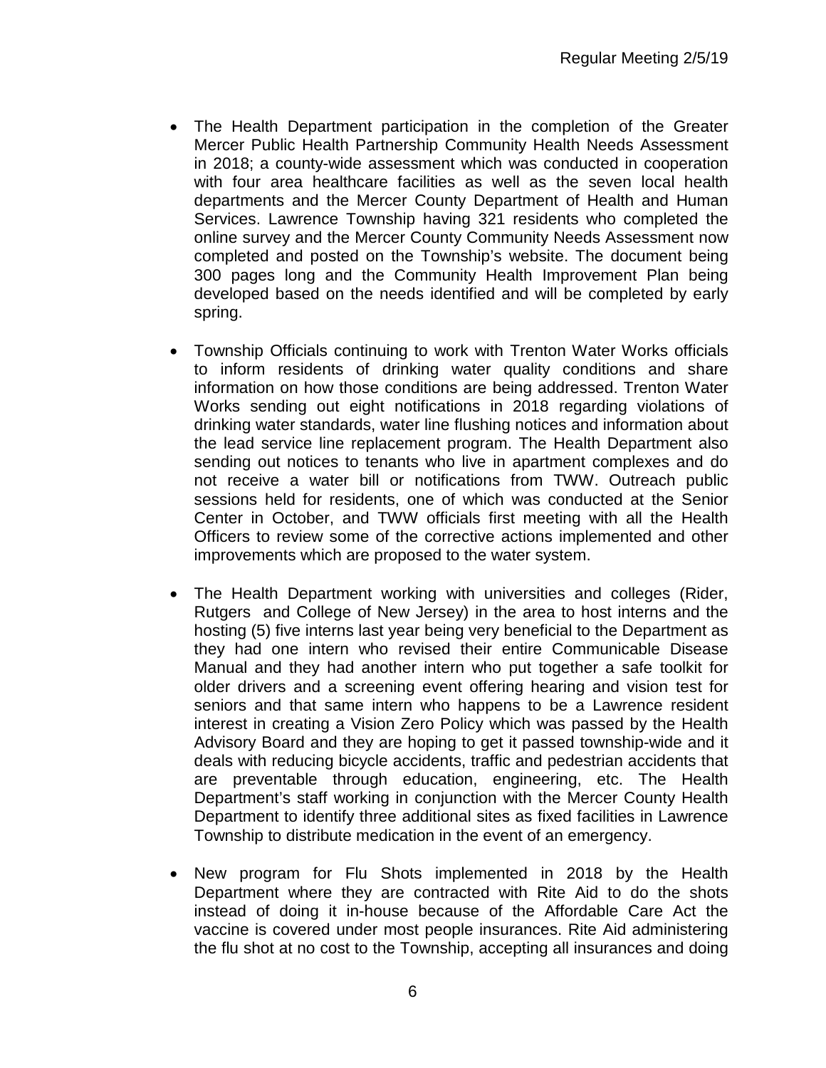- The Health Department participation in the completion of the Greater Mercer Public Health Partnership Community Health Needs Assessment in 2018; a county-wide assessment which was conducted in cooperation with four area healthcare facilities as well as the seven local health departments and the Mercer County Department of Health and Human Services. Lawrence Township having 321 residents who completed the online survey and the Mercer County Community Needs Assessment now completed and posted on the Township's website. The document being 300 pages long and the Community Health Improvement Plan being developed based on the needs identified and will be completed by early spring.

- Township Officials continuing to work with Trenton Water Works officials to inform residents of drinking water quality conditions and share information on how those conditions are being addressed. Trenton Water Works sending out eight notifications in 2018 regarding violations of drinking water standards, water line flushing notices and information about the lead service line replacement program. The Health Department also sending out notices to tenants who live in apartment complexes and do not receive a water bill or notifications from TWW. Outreach public sessions held for residents, one of which was conducted at the Senior Center in October, and TWW officials first meeting with all the Health Officers to review some of the corrective actions implemented and other improvements which are proposed to the water system.

- The Health Department working with universities and colleges (Rider, Rutgers and College of New Jersey) in the area to host interns and the hosting (5) five interns last year being very beneficial to the Department as they had one intern who revised their entire Communicable Disease Manual and they had another intern who put together a safe toolkit for older drivers and a screening event offering hearing and vision test for seniors and that same intern who happens to be a Lawrence resident interest in creating a Vision Zero Policy which was passed by the Health Advisory Board and they are hoping to get it passed township-wide and it deals with reducing bicycle accidents, traffic and pedestrian accidents that are preventable through education, engineering, etc. The Health Department's staff working in conjunction with the Mercer County Health Department to identify three additional sites as fixed facilities in Lawrence Township to distribute medication in the event of an emergency.

- New program for Flu Shots implemented in 2018 by the Health Department where they are contracted with Rite Aid to do the shots instead of doing it in-house because of the Affordable Care Act the vaccine is covered under most people insurances. Rite Aid administering the flu shot at no cost to the Township, accepting all insurances and doing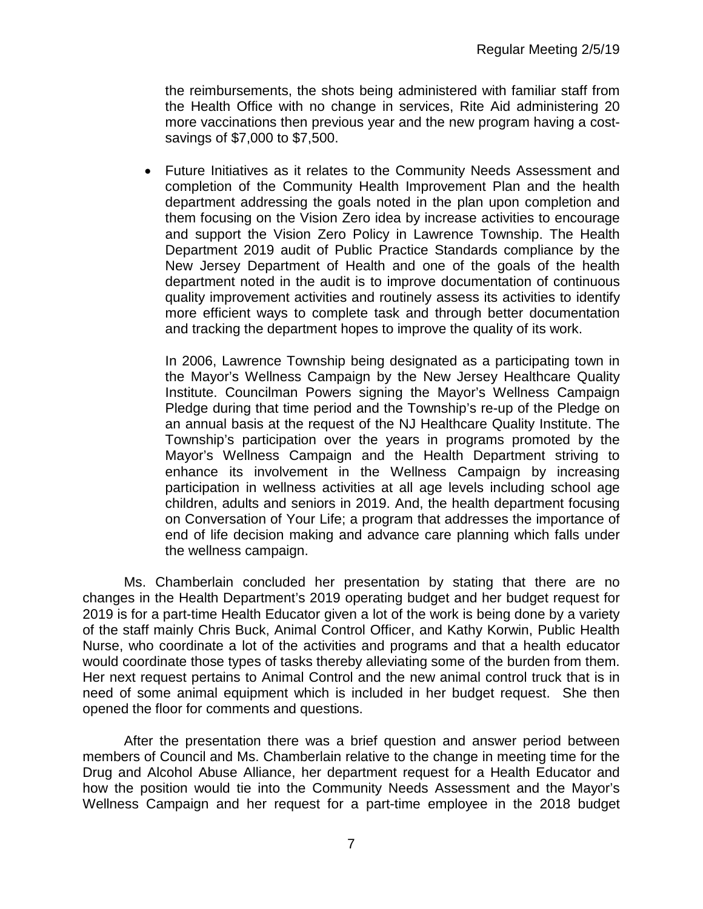the reimbursements, the shots being administered with familiar staff from the Health Office with no change in services, Rite Aid administering 20 more vaccinations then previous year and the new program having a cost-savings of $7,000 to $7,500.

- Future Initiatives as it relates to the Community Needs Assessment and completion of the Community Health Improvement Plan and the health department addressing the goals noted in the plan upon completion and them focusing on the Vision Zero idea by increase activities to encourage and support the Vision Zero Policy in Lawrence Township. The Health Department 2019 audit of Public Practice Standards compliance by the New Jersey Department of Health and one of the goals of the health department noted in the audit is to improve documentation of continuous quality improvement activities and routinely assess its activities to identify more efficient ways to complete task and through better documentation and tracking the department hopes to improve the quality of its work.

  In 2006, Lawrence Township being designated as a participating town in the Mayor's Wellness Campaign by the New Jersey Healthcare Quality Institute. Councilman Powers signing the Mayor's Wellness Campaign Pledge during that time period and the Township's re-up of the Pledge on an annual basis at the request of the NJ Healthcare Quality Institute. The Township's participation over the years in programs promoted by the Mayor's Wellness Campaign and the Health Department striving to enhance its involvement in the Wellness Campaign by increasing participation in wellness activities at all age levels including school age children, adults and seniors in 2019. And, the health department focusing on Conversation of Your Life; a program that addresses the importance of end of life decision making and advance care planning which falls under the wellness campaign.

Ms. Chamberlain concluded her presentation by stating that there are no changes in the Health Department's 2019 operating budget and her budget request for 2019 is for a part-time Health Educator given a lot of the work is being done by a variety of the staff mainly Chris Buck, Animal Control Officer, and Kathy Korwin, Public Health Nurse, who coordinate a lot of the activities and programs and that a health educator would coordinate those types of tasks thereby alleviating some of the burden from them. Her next request pertains to Animal Control and the new animal control truck that is in need of some animal equipment which is included in her budget request. She then opened the floor for comments and questions.

After the presentation there was a brief question and answer period between members of Council and Ms. Chamberlain relative to the change in meeting time for the Drug and Alcohol Abuse Alliance, her department request for a Health Educator and how the position would tie into the Community Needs Assessment and the Mayor's Wellness Campaign and her request for a part-time employee in the 2018 budget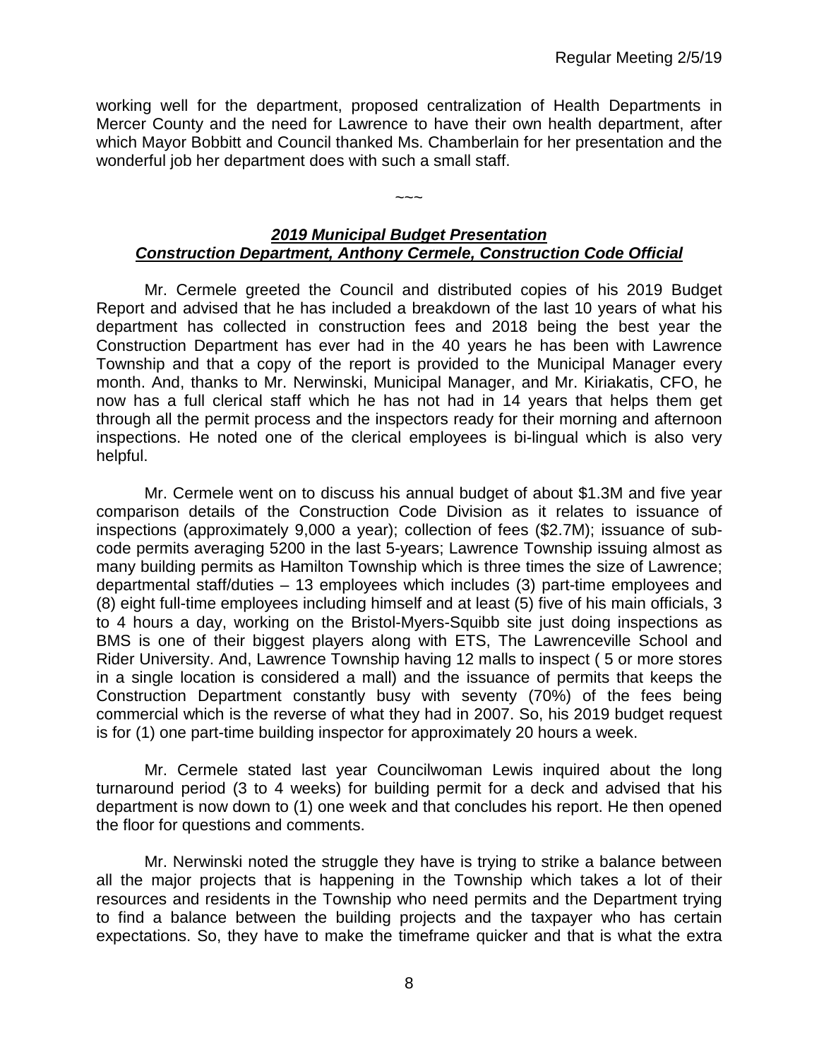working well for the department, proposed centralization of Health Departments in Mercer County and the need for Lawrence to have their own health department, after which Mayor Bobbitt and Council thanked Ms. Chamberlain for her presentation and the wonderful job her department does with such a small staff.

~~~

## ***2019 Municipal Budget Presentation***
## ***Construction Department, Anthony Cermele, Construction Code Official***

Mr. Cermele greeted the Council and distributed copies of his 2019 Budget Report and advised that he has included a breakdown of the last 10 years of what his department has collected in construction fees and 2018 being the best year the Construction Department has ever had in the 40 years he has been with Lawrence Township and that a copy of the report is provided to the Municipal Manager every month. And, thanks to Mr. Nerwinski, Municipal Manager, and Mr. Kiriakatis, CFO, he now has a full clerical staff which he has not had in 14 years that helps them get through all the permit process and the inspectors ready for their morning and afternoon inspections. He noted one of the clerical employees is bi-lingual which is also very helpful.

Mr. Cermele went on to discuss his annual budget of about $1.3M and five year comparison details of the Construction Code Division as it relates to issuance of inspections (approximately 9,000 a year); collection of fees ($2.7M); issuance of sub-code permits averaging 5200 in the last 5-years; Lawrence Township issuing almost as many building permits as Hamilton Township which is three times the size of Lawrence; departmental staff/duties – 13 employees which includes (3) part-time employees and (8) eight full-time employees including himself and at least (5) five of his main officials, 3 to 4 hours a day, working on the Bristol-Myers-Squibb site just doing inspections as BMS is one of their biggest players along with ETS, The Lawrenceville School and Rider University. And, Lawrence Township having 12 malls to inspect ( 5 or more stores in a single location is considered a mall) and the issuance of permits that keeps the Construction Department constantly busy with seventy (70%) of the fees being commercial which is the reverse of what they had in 2007. So, his 2019 budget request is for (1) one part-time building inspector for approximately 20 hours a week.

Mr. Cermele stated last year Councilwoman Lewis inquired about the long turnaround period (3 to 4 weeks) for building permit for a deck and advised that his department is now down to (1) one week and that concludes his report. He then opened the floor for questions and comments.

Mr. Nerwinski noted the struggle they have is trying to strike a balance between all the major projects that is happening in the Township which takes a lot of their resources and residents in the Township who need permits and the Department trying to find a balance between the building projects and the taxpayer who has certain expectations. So, they have to make the timeframe quicker and that is what the extra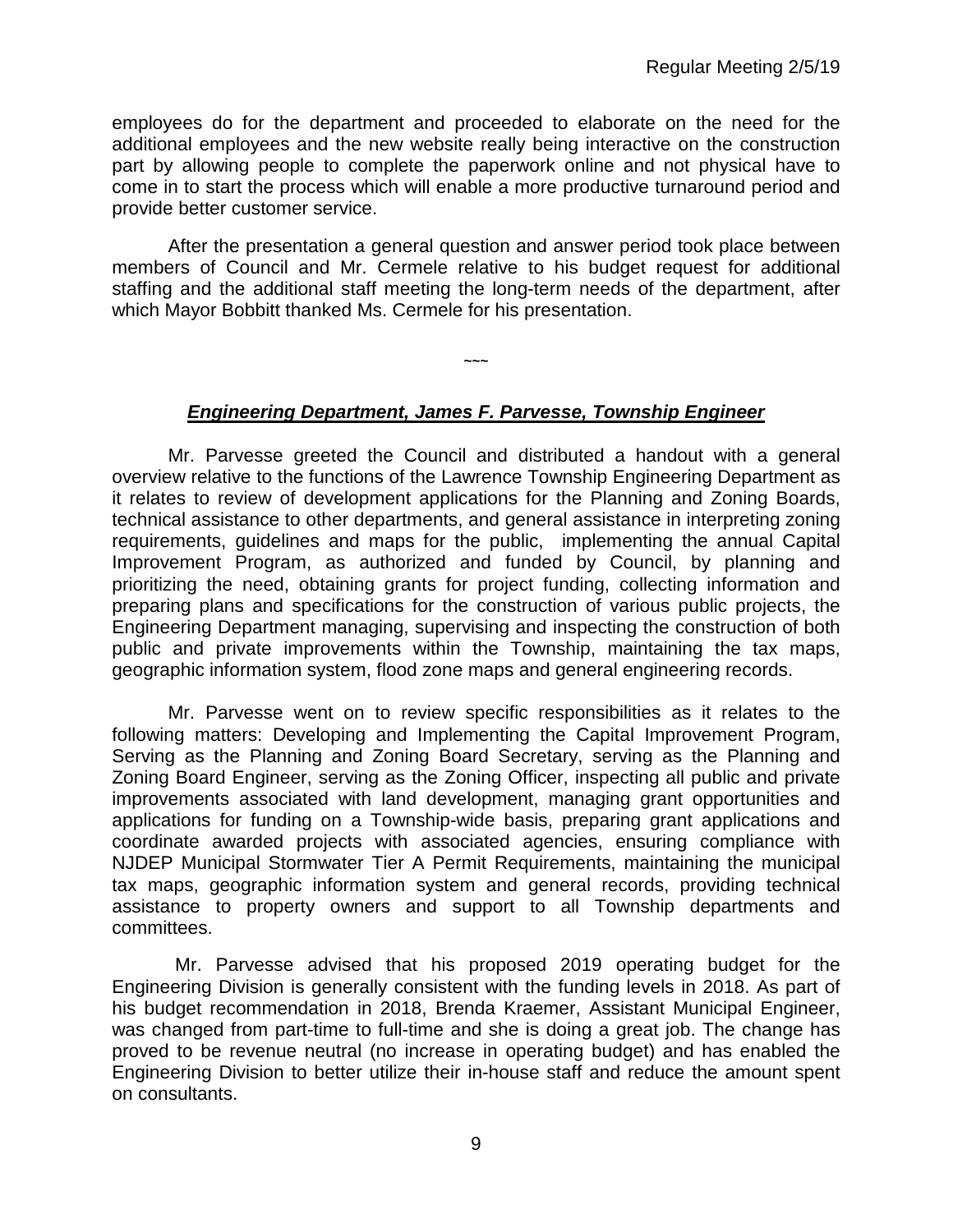employees do for the department and proceeded to elaborate on the need for the additional employees and the new website really being interactive on the construction part by allowing people to complete the paperwork online and not physical have to come in to start the process which will enable a more productive turnaround period and provide better customer service.

After the presentation a general question and answer period took place between members of Council and Mr. Cermele relative to his budget request for additional staffing and the additional staff meeting the long-term needs of the department, after which Mayor Bobbitt thanked Ms. Cermele for his presentation.

~~~

***Engineering Department, James F. Parvesse, Township Engineer***

Mr. Parvesse greeted the Council and distributed a handout with a general overview relative to the functions of the Lawrence Township Engineering Department as it relates to review of development applications for the Planning and Zoning Boards, technical assistance to other departments, and general assistance in interpreting zoning requirements, guidelines and maps for the public, implementing the annual Capital Improvement Program, as authorized and funded by Council, by planning and prioritizing the need, obtaining grants for project funding, collecting information and preparing plans and specifications for the construction of various public projects, the Engineering Department managing, supervising and inspecting the construction of both public and private improvements within the Township, maintaining the tax maps, geographic information system, flood zone maps and general engineering records.

Mr. Parvesse went on to review specific responsibilities as it relates to the following matters: Developing and Implementing the Capital Improvement Program, Serving as the Planning and Zoning Board Secretary, serving as the Planning and Zoning Board Engineer, serving as the Zoning Officer, inspecting all public and private improvements associated with land development, managing grant opportunities and applications for funding on a Township-wide basis, preparing grant applications and coordinate awarded projects with associated agencies, ensuring compliance with NJDEP Municipal Stormwater Tier A Permit Requirements, maintaining the municipal tax maps, geographic information system and general records, providing technical assistance to property owners and support to all Township departments and committees.

Mr. Parvesse advised that his proposed 2019 operating budget for the Engineering Division is generally consistent with the funding levels in 2018. As part of his budget recommendation in 2018, Brenda Kraemer, Assistant Municipal Engineer, was changed from part-time to full-time and she is doing a great job. The change has proved to be revenue neutral (no increase in operating budget) and has enabled the Engineering Division to better utilize their in-house staff and reduce the amount spent on consultants.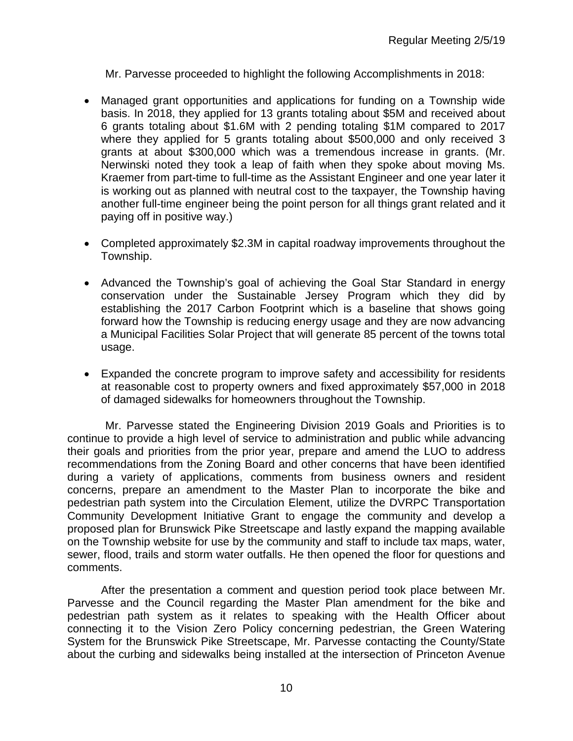Mr. Parvesse proceeded to highlight the following Accomplishments in 2018:

- Managed grant opportunities and applications for funding on a Township wide basis. In 2018, they applied for 13 grants totaling about $5M and received about 6 grants totaling about $1.6M with 2 pending totaling $1M compared to 2017 where they applied for 5 grants totaling about $500,000 and only received 3 grants at about $300,000 which was a tremendous increase in grants. (Mr. Nerwinski noted they took a leap of faith when they spoke about moving Ms. Kraemer from part-time to full-time as the Assistant Engineer and one year later it is working out as planned with neutral cost to the taxpayer, the Township having another full-time engineer being the point person for all things grant related and it paying off in positive way.)

- Completed approximately $2.3M in capital roadway improvements throughout the Township.

- Advanced the Township's goal of achieving the Goal Star Standard in energy conservation under the Sustainable Jersey Program which they did by establishing the 2017 Carbon Footprint which is a baseline that shows going forward how the Township is reducing energy usage and they are now advancing a Municipal Facilities Solar Project that will generate 85 percent of the towns total usage.

- Expanded the concrete program to improve safety and accessibility for residents at reasonable cost to property owners and fixed approximately $57,000 in 2018 of damaged sidewalks for homeowners throughout the Township.

Mr. Parvesse stated the Engineering Division 2019 Goals and Priorities is to continue to provide a high level of service to administration and public while advancing their goals and priorities from the prior year, prepare and amend the LUO to address recommendations from the Zoning Board and other concerns that have been identified during a variety of applications, comments from business owners and resident concerns, prepare an amendment to the Master Plan to incorporate the bike and pedestrian path system into the Circulation Element, utilize the DVRPC Transportation Community Development Initiative Grant to engage the community and develop a proposed plan for Brunswick Pike Streetscape and lastly expand the mapping available on the Township website for use by the community and staff to include tax maps, water, sewer, flood, trails and storm water outfalls. He then opened the floor for questions and comments.

After the presentation a comment and question period took place between Mr. Parvesse and the Council regarding the Master Plan amendment for the bike and pedestrian path system as it relates to speaking with the Health Officer about connecting it to the Vision Zero Policy concerning pedestrian, the Green Watering System for the Brunswick Pike Streetscape, Mr. Parvesse contacting the County/State about the curbing and sidewalks being installed at the intersection of Princeton Avenue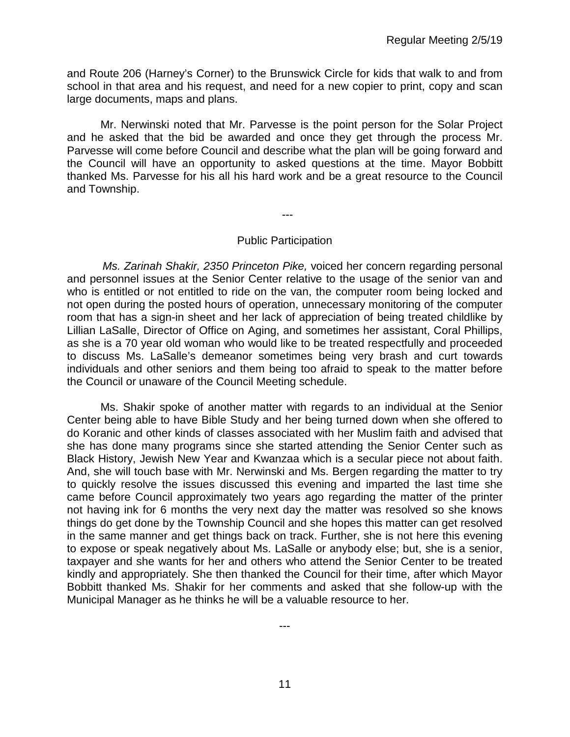and Route 206 (Harney's Corner) to the Brunswick Circle for kids that walk to and from school in that area and his request, and need for a new copier to print, copy and scan large documents, maps and plans.

Mr. Nerwinski noted that Mr. Parvesse is the point person for the Solar Project and he asked that the bid be awarded and once they get through the process Mr. Parvesse will come before Council and describe what the plan will be going forward and the Council will have an opportunity to asked questions at the time. Mayor Bobbitt thanked Ms. Parvesse for his all his hard work and be a great resource to the Council and Township.

---

## Public Participation

*Ms. Zarinah Shakir, 2350 Princeton Pike,* voiced her concern regarding personal and personnel issues at the Senior Center relative to the usage of the senior van and who is entitled or not entitled to ride on the van, the computer room being locked and not open during the posted hours of operation, unnecessary monitoring of the computer room that has a sign-in sheet and her lack of appreciation of being treated childlike by Lillian LaSalle, Director of Office on Aging, and sometimes her assistant, Coral Phillips, as she is a 70 year old woman who would like to be treated respectfully and proceeded to discuss Ms. LaSalle's demeanor sometimes being very brash and curt towards individuals and other seniors and them being too afraid to speak to the matter before the Council or unaware of the Council Meeting schedule.

Ms. Shakir spoke of another matter with regards to an individual at the Senior Center being able to have Bible Study and her being turned down when she offered to do Koranic and other kinds of classes associated with her Muslim faith and advised that she has done many programs since she started attending the Senior Center such as Black History, Jewish New Year and Kwanzaa which is a secular piece not about faith. And, she will touch base with Mr. Nerwinski and Ms. Bergen regarding the matter to try to quickly resolve the issues discussed this evening and imparted the last time she came before Council approximately two years ago regarding the matter of the printer not having ink for 6 months the very next day the matter was resolved so she knows things do get done by the Township Council and she hopes this matter can get resolved in the same manner and get things back on track. Further, she is not here this evening to expose or speak negatively about Ms. LaSalle or anybody else; but, she is a senior, taxpayer and she wants for her and others who attend the Senior Center to be treated kindly and appropriately. She then thanked the Council for their time, after which Mayor Bobbitt thanked Ms. Shakir for her comments and asked that she follow-up with the Municipal Manager as he thinks he will be a valuable resource to her.

---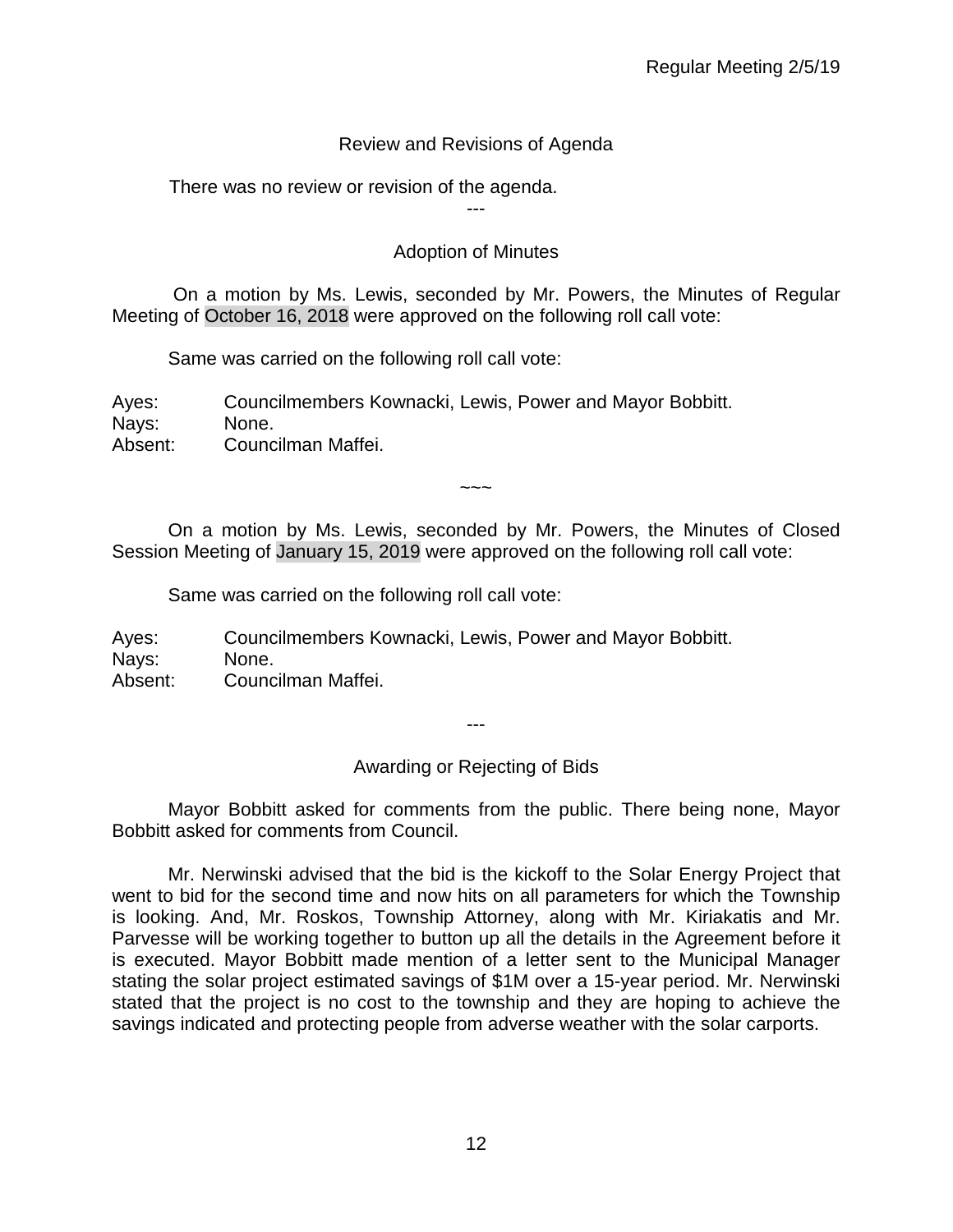## Review and Revisions of Agenda

There was no review or revision of the agenda.

---

## Adoption of Minutes

On a motion by Ms. Lewis, seconded by Mr. Powers, the Minutes of Regular Meeting of October 16, 2018 were approved on the following roll call vote:

Same was carried on the following roll call vote:

Ayes: Councilmembers Kownacki, Lewis, Power and Mayor Bobbitt.
Nays: None.
Absent: Councilman Maffei.

~~~

On a motion by Ms. Lewis, seconded by Mr. Powers, the Minutes of Closed Session Meeting of January 15, 2019 were approved on the following roll call vote:

Same was carried on the following roll call vote:

Ayes: Councilmembers Kownacki, Lewis, Power and Mayor Bobbitt.
Nays: None.
Absent: Councilman Maffei.

---

## Awarding or Rejecting of Bids

Mayor Bobbitt asked for comments from the public. There being none, Mayor Bobbitt asked for comments from Council.

Mr. Nerwinski advised that the bid is the kickoff to the Solar Energy Project that went to bid for the second time and now hits on all parameters for which the Township is looking. And, Mr. Roskos, Township Attorney, along with Mr. Kiriakatis and Mr. Parvesse will be working together to button up all the details in the Agreement before it is executed. Mayor Bobbitt made mention of a letter sent to the Municipal Manager stating the solar project estimated savings of $1M over a 15-year period. Mr. Nerwinski stated that the project is no cost to the township and they are hoping to achieve the savings indicated and protecting people from adverse weather with the solar carports.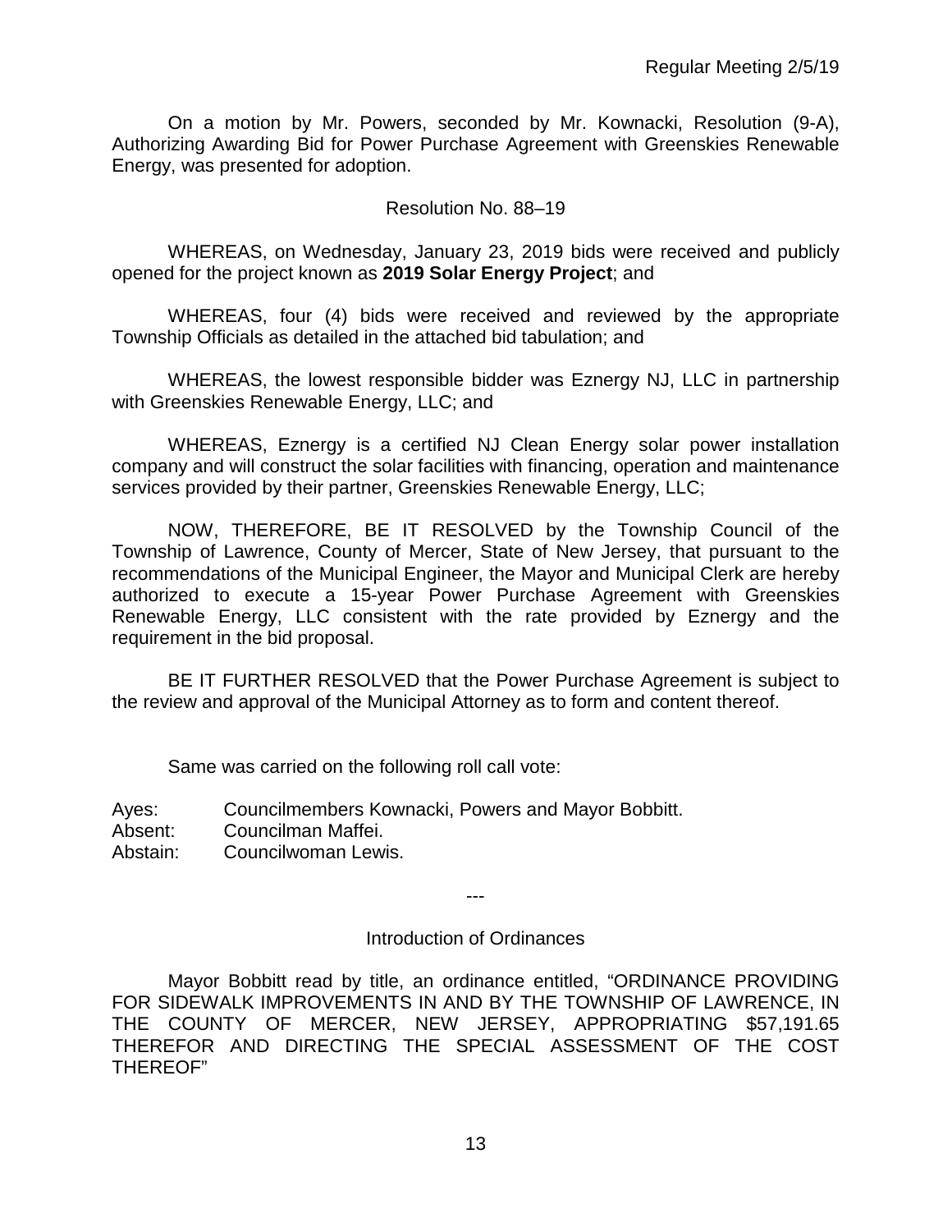On a motion by Mr. Powers, seconded by Mr. Kownacki, Resolution (9-A), Authorizing Awarding Bid for Power Purchase Agreement with Greenskies Renewable Energy, was presented for adoption.

Resolution No. 88–19

WHEREAS, on Wednesday, January 23, 2019 bids were received and publicly opened for the project known as **2019 Solar Energy Project**; and

WHEREAS, four (4) bids were received and reviewed by the appropriate Township Officials as detailed in the attached bid tabulation; and

WHEREAS, the lowest responsible bidder was Eznergy NJ, LLC in partnership with Greenskies Renewable Energy, LLC; and

WHEREAS, Eznergy is a certified NJ Clean Energy solar power installation company and will construct the solar facilities with financing, operation and maintenance services provided by their partner, Greenskies Renewable Energy, LLC;

NOW, THEREFORE, BE IT RESOLVED by the Township Council of the Township of Lawrence, County of Mercer, State of New Jersey, that pursuant to the recommendations of the Municipal Engineer, the Mayor and Municipal Clerk are hereby authorized to execute a 15-year Power Purchase Agreement with Greenskies Renewable Energy, LLC consistent with the rate provided by Eznergy and the requirement in the bid proposal.

BE IT FURTHER RESOLVED that the Power Purchase Agreement is subject to the review and approval of the Municipal Attorney as to form and content thereof.

Same was carried on the following roll call vote:

Ayes: Councilmembers Kownacki, Powers and Mayor Bobbitt.
Absent: Councilman Maffei.
Abstain: Councilwoman Lewis.

---

Introduction of Ordinances

Mayor Bobbitt read by title, an ordinance entitled, "ORDINANCE PROVIDING FOR SIDEWALK IMPROVEMENTS IN AND BY THE TOWNSHIP OF LAWRENCE, IN THE COUNTY OF MERCER, NEW JERSEY, APPROPRIATING $57,191.65 THEREFOR AND DIRECTING THE SPECIAL ASSESSMENT OF THE COST THEREOF"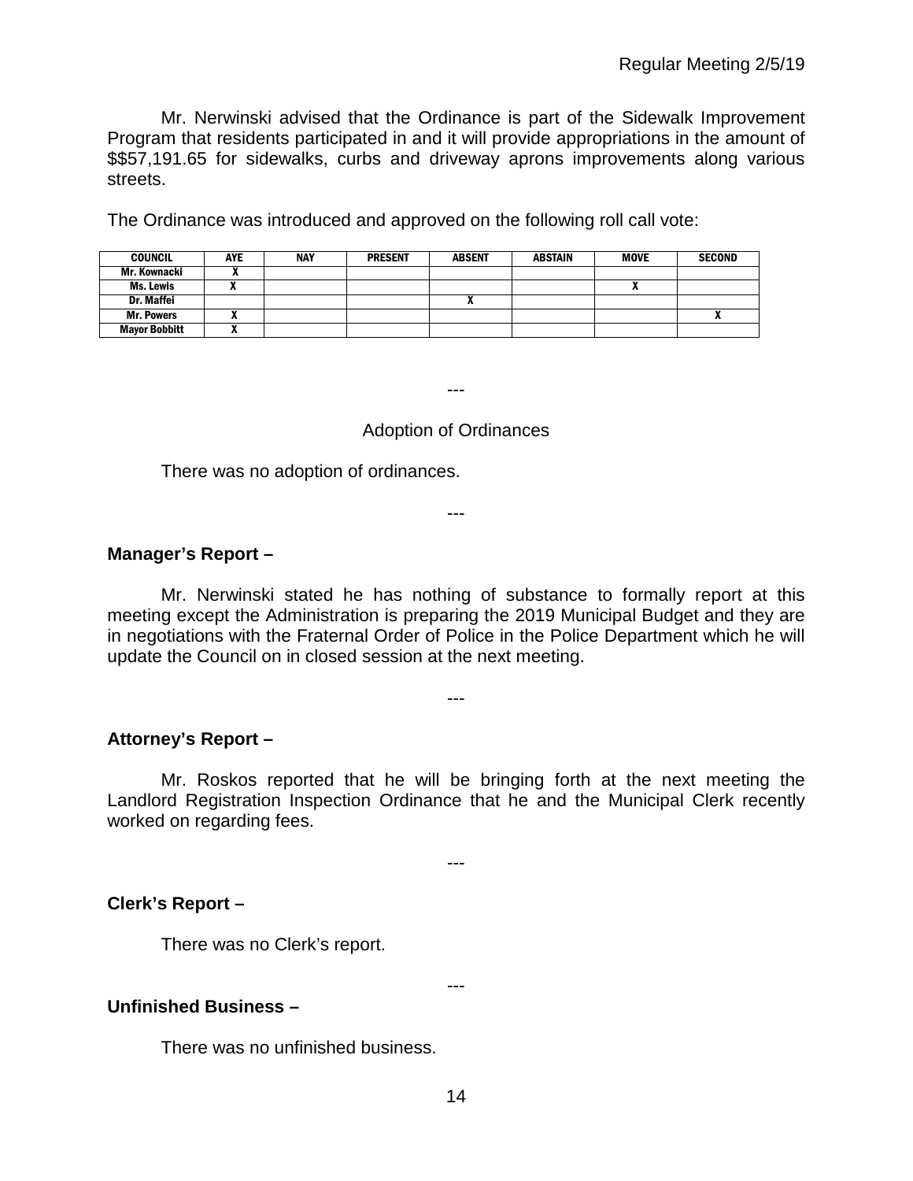Mr. Nerwinski advised that the Ordinance is part of the Sidewalk Improvement Program that residents participated in and it will provide appropriations in the amount of $$57,191.65 for sidewalks, curbs and driveway aprons improvements along various streets.

The Ordinance was introduced and approved on the following roll call vote:

| COUNCIL | AYE | NAY | PRESENT | ABSENT | ABSTAIN | MOVE | SECOND |
|---|---|---|---|---|---|---|---|
| Mr. Kownacki | X | | | | | | |
| Ms. Lewis | X | | | | | X | |
| Dr. Maffei | | | | X | | | |
| Mr. Powers | X | | | | | | X |
| Mayor Bobbitt | X | | | | | | |

---

Adoption of Ordinances

There was no adoption of ordinances.

---

**Manager's Report –**

Mr. Nerwinski stated he has nothing of substance to formally report at this meeting except the Administration is preparing the 2019 Municipal Budget and they are in negotiations with the Fraternal Order of Police in the Police Department which he will update the Council on in closed session at the next meeting.

---

**Attorney's Report –**

Mr. Roskos reported that he will be bringing forth at the next meeting the Landlord Registration Inspection Ordinance that he and the Municipal Clerk recently worked on regarding fees.

---

**Clerk's Report –**

There was no Clerk's report.

---

**Unfinished Business –**

There was no unfinished business.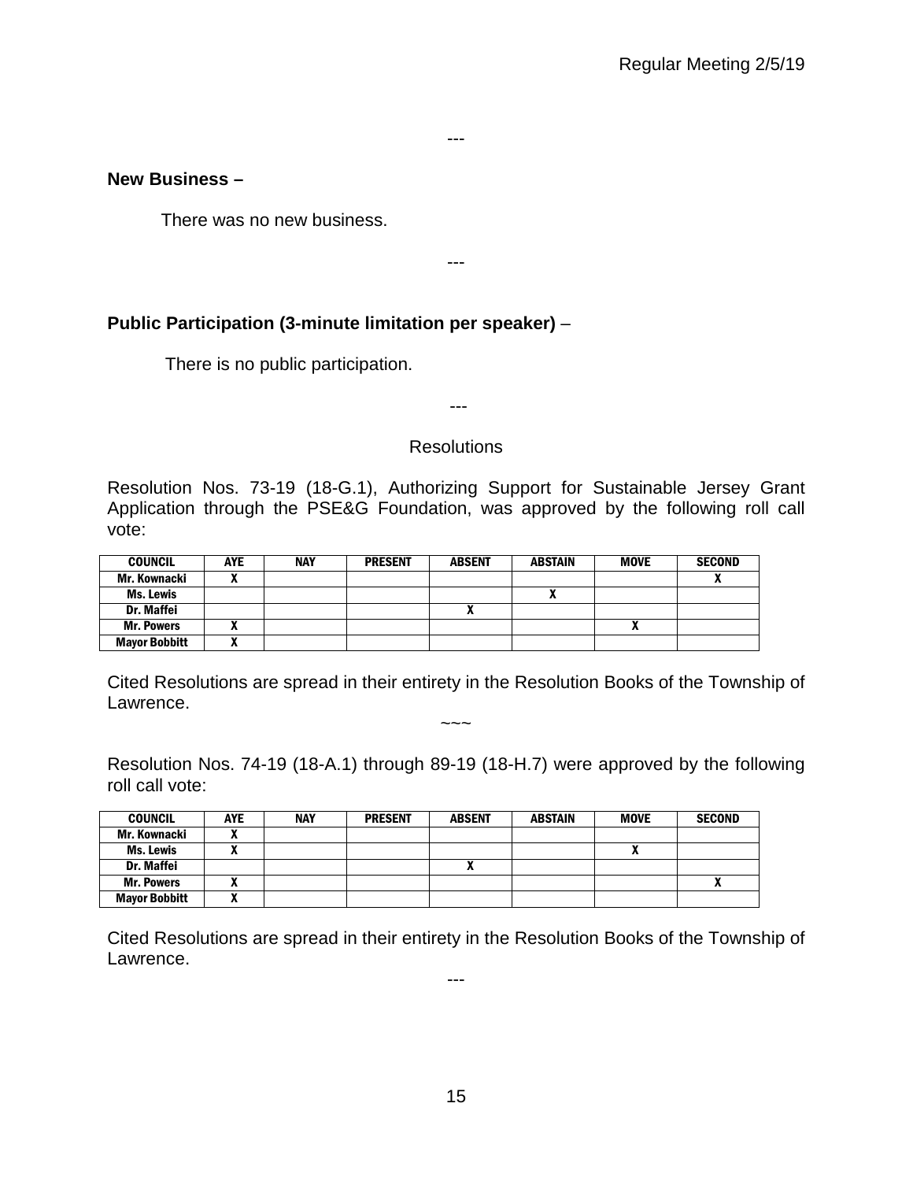---

**New Business –**

There was no new business.

---

**Public Participation (3-minute limitation per speaker)** –

There is no public participation.

---

Resolutions

Resolution Nos. 73-19 (18-G.1), Authorizing Support for Sustainable Jersey Grant Application through the PSE&G Foundation, was approved by the following roll call vote:

| COUNCIL | AYE | NAY | PRESENT | ABSENT | ABSTAIN | MOVE | SECOND |
|---|---|---|---|---|---|---|---|
| Mr. Kownacki | X | | | | | | X |
| Ms. Lewis | | | | | X | | |
| Dr. Maffei | | | | X | | | |
| Mr. Powers | X | | | | | X | |
| Mayor Bobbitt | X | | | | | | |

Cited Resolutions are spread in their entirety in the Resolution Books of the Township of Lawrence.

~~~

Resolution Nos. 74-19 (18-A.1) through 89-19 (18-H.7) were approved by the following roll call vote:

| COUNCIL | AYE | NAY | PRESENT | ABSENT | ABSTAIN | MOVE | SECOND |
|---|---|---|---|---|---|---|---|
| Mr. Kownacki | X | | | | | | |
| Ms. Lewis | X | | | | | X | |
| Dr. Maffei | | | | X | | | |
| Mr. Powers | X | | | | | | X |
| Mayor Bobbitt | X | | | | | | |

Cited Resolutions are spread in their entirety in the Resolution Books of the Township of Lawrence.

---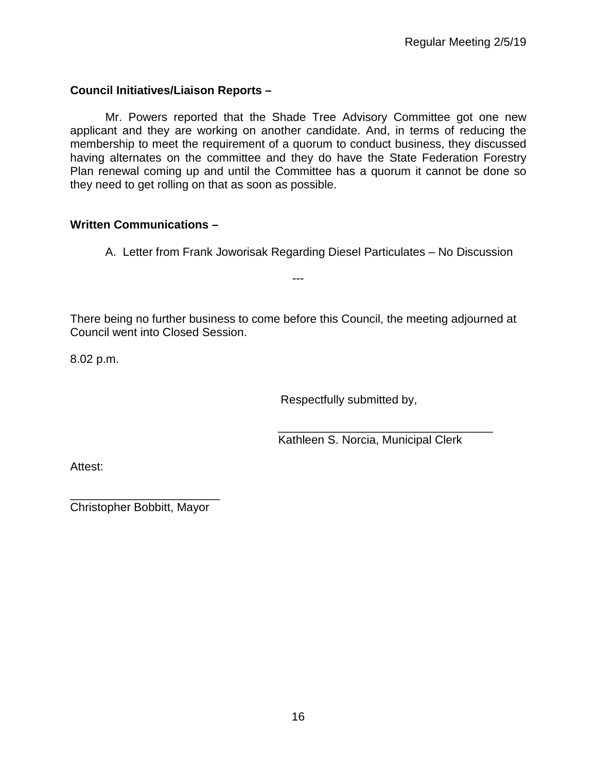**Council Initiatives/Liaison Reports –**

Mr. Powers reported that the Shade Tree Advisory Committee got one new applicant and they are working on another candidate. And, in terms of reducing the membership to meet the requirement of a quorum to conduct business, they discussed having alternates on the committee and they do have the State Federation Forestry Plan renewal coming up and until the Committee has a quorum it cannot be done so they need to get rolling on that as soon as possible.

**Written Communications –**

A. Letter from Frank Joworisak Regarding Diesel Particulates – No Discussion

---

There being no further business to come before this Council, the meeting adjourned at Council went into Closed Session.

8.02 p.m.

Respectfully submitted by,

\_\_\_\_\_\_\_\_\_\_\_\_\_\_\_\_\_\_\_\_\_\_\_\_\_\_\_\_\_\_\_\_\_\_\_
Kathleen S. Norcia, Municipal Clerk

Attest:

\_\_\_\_\_\_\_\_\_\_\_\_\_\_\_\_\_\_\_\_\_\_\_\_
Christopher Bobbitt, Mayor